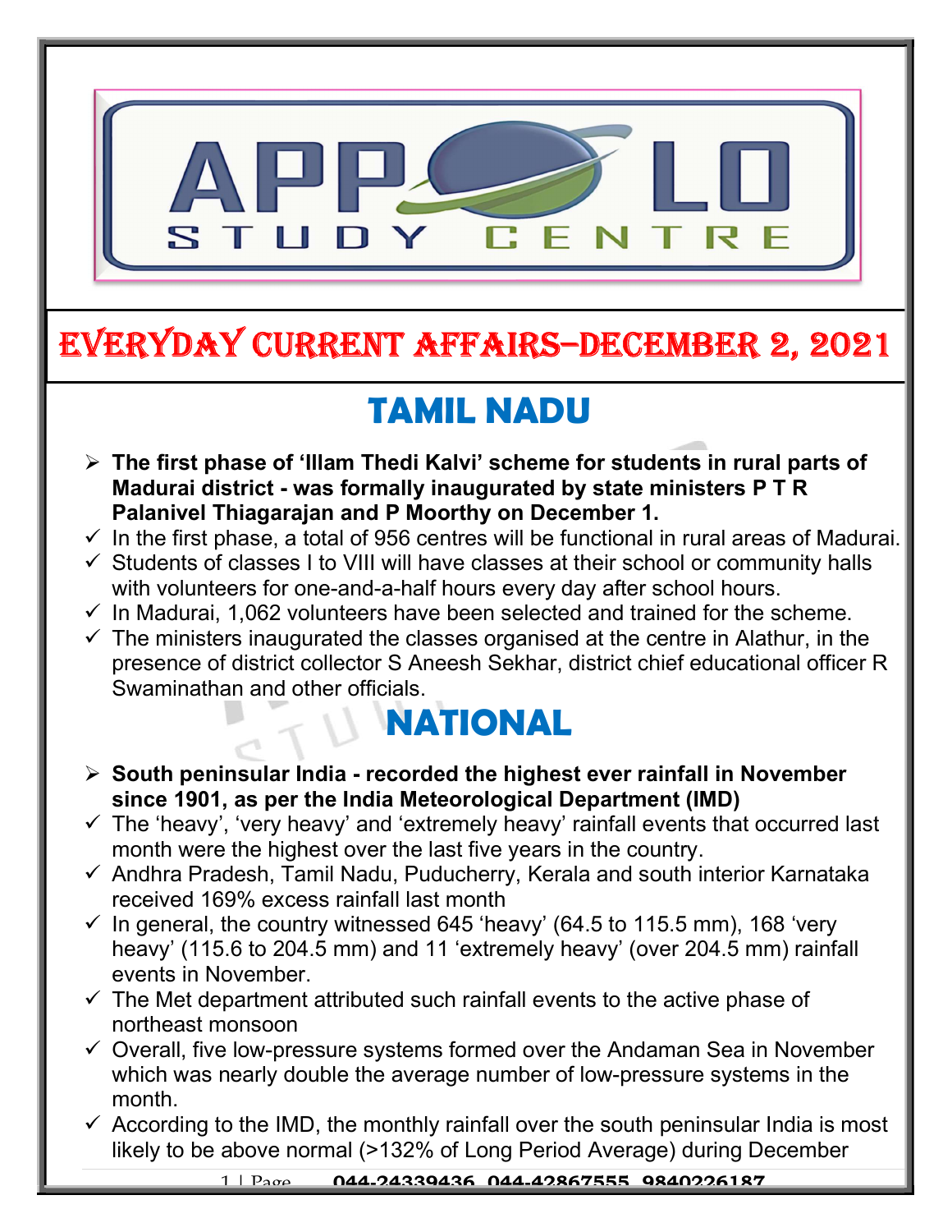# EVERYDAY CURRENT AFFAIRS–DECEMBER 2, 2021

## TAMIL NADU

- **The first phase of 'Illam Thedi Kalvi' scheme for students in rural parts of Madurai district - was formally inaugurated by state ministers P T R Palanivel Thiagarajan and P Moorthy on December 1.**
  - ✓ In the first phase, a total of 956 centres will be functional in rural areas of Madurai.
  - ✓ Students of classes I to VIII will have classes at their school or community halls with volunteers for one-and-a-half hours every day after school hours.
  - ✓ In Madurai, 1,062 volunteers have been selected and trained for the scheme.
  - ✓ The ministers inaugurated the classes organised at the centre in Alathur, in the presence of district collector S Aneesh Sekhar, district chief educational officer R Swaminathan and other officials.

## NATIONAL

- **South peninsular India - recorded the highest ever rainfall in November since 1901, as per the India Meteorological Department (IMD)**
  - ✓ The 'heavy', 'very heavy' and 'extremely heavy' rainfall events that occurred last month were the highest over the last five years in the country.
  - ✓ Andhra Pradesh, Tamil Nadu, Puducherry, Kerala and south interior Karnataka received 169% excess rainfall last month
  - ✓ In general, the country witnessed 645 'heavy' (64.5 to 115.5 mm), 168 'very heavy' (115.6 to 204.5 mm) and 11 'extremely heavy' (over 204.5 mm) rainfall events in November.
  - ✓ The Met department attributed such rainfall events to the active phase of northeast monsoon
  - ✓ Overall, five low-pressure systems formed over the Andaman Sea in November which was nearly double the average number of low-pressure systems in the month.
  - ✓ According to the IMD, the monthly rainfall over the south peninsular India is most likely to be above normal (>132% of Long Period Average) during December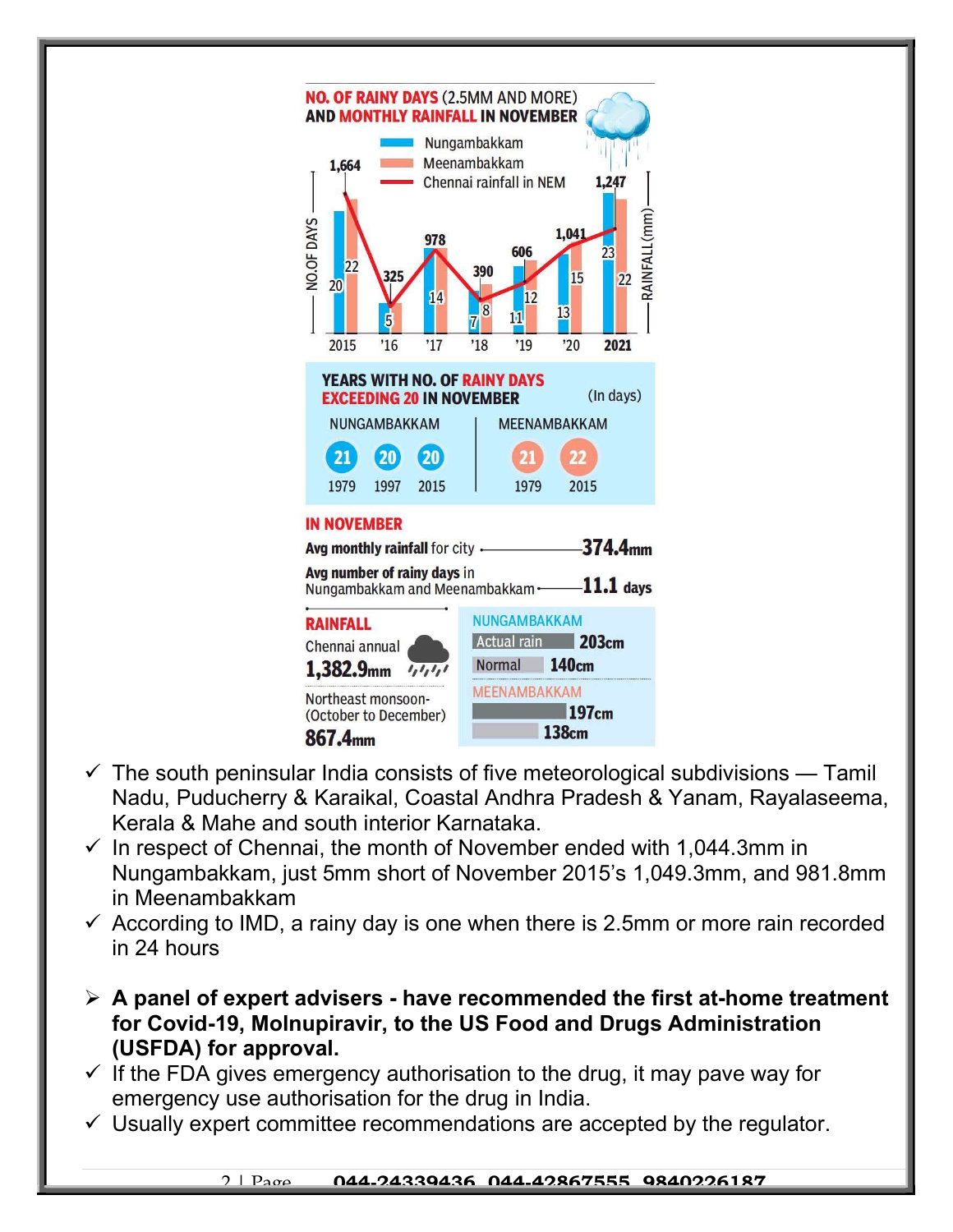**NO. OF RAINY DAYS (2.5MM AND MORE) AND MONTHLY RAINFALL IN NOVEMBER**

| Year | Nungambakkam (No. of days) | Meenambakkam (No. of days) | Chennai rainfall in NEM (mm) |
|---|---|---|---|
| 2015 | 20 | 22 | 1,664 |
| '16 | 5 | | 325 |
| '17 | 14 | | 978 |
| '18 | 7 | 8 | 390 |
| '19 | 11 | 12 | 606 |
| '20 | 13 | 15 | 1,041 |
| 2021 | 23 | 22 | 1,247 |

**YEARS WITH NO. OF RAINY DAYS EXCEEDING 20 IN NOVEMBER** (In days)

| NUNGAMBAKKAM | | | MEENAMBAKKAM | |
|---|---|---|---|---|
| 21 | 20 | 20 | 21 | 22 |
| 1979 | 1997 | 2015 | 1979 | 2015 |

**IN NOVEMBER**

- Avg monthly rainfall for city — 374.4mm
- Avg number of rainy days in Nungambakkam and Meenambakkam — 11.1 days

**RAINFALL**

Chennai annual 1,382.9mm

Northeast monsoon- (October to December) 867.4mm

| | Actual rain | Normal |
|---|---|---|
| NUNGAMBAKKAM | 203cm | 140cm |
| MEENAMBAKKAM | 197cm | 138cm |

- ✓ The south peninsular India consists of five meteorological subdivisions — Tamil Nadu, Puducherry & Karaikal, Coastal Andhra Pradesh & Yanam, Rayalaseema, Kerala & Mahe and south interior Karnataka.
- ✓ In respect of Chennai, the month of November ended with 1,044.3mm in Nungambakkam, just 5mm short of November 2015's 1,049.3mm, and 981.8mm in Meenambakkam
- ✓ According to IMD, a rainy day is one when there is 2.5mm or more rain recorded in 24 hours

➢ **A panel of expert advisers - have recommended the first at-home treatment for Covid-19, Molnupiravir, to the US Food and Drugs Administration (USFDA) for approval.**

- ✓ If the FDA gives emergency authorisation to the drug, it may pave way for emergency use authorisation for the drug in India.
- ✓ Usually expert committee recommendations are accepted by the regulator.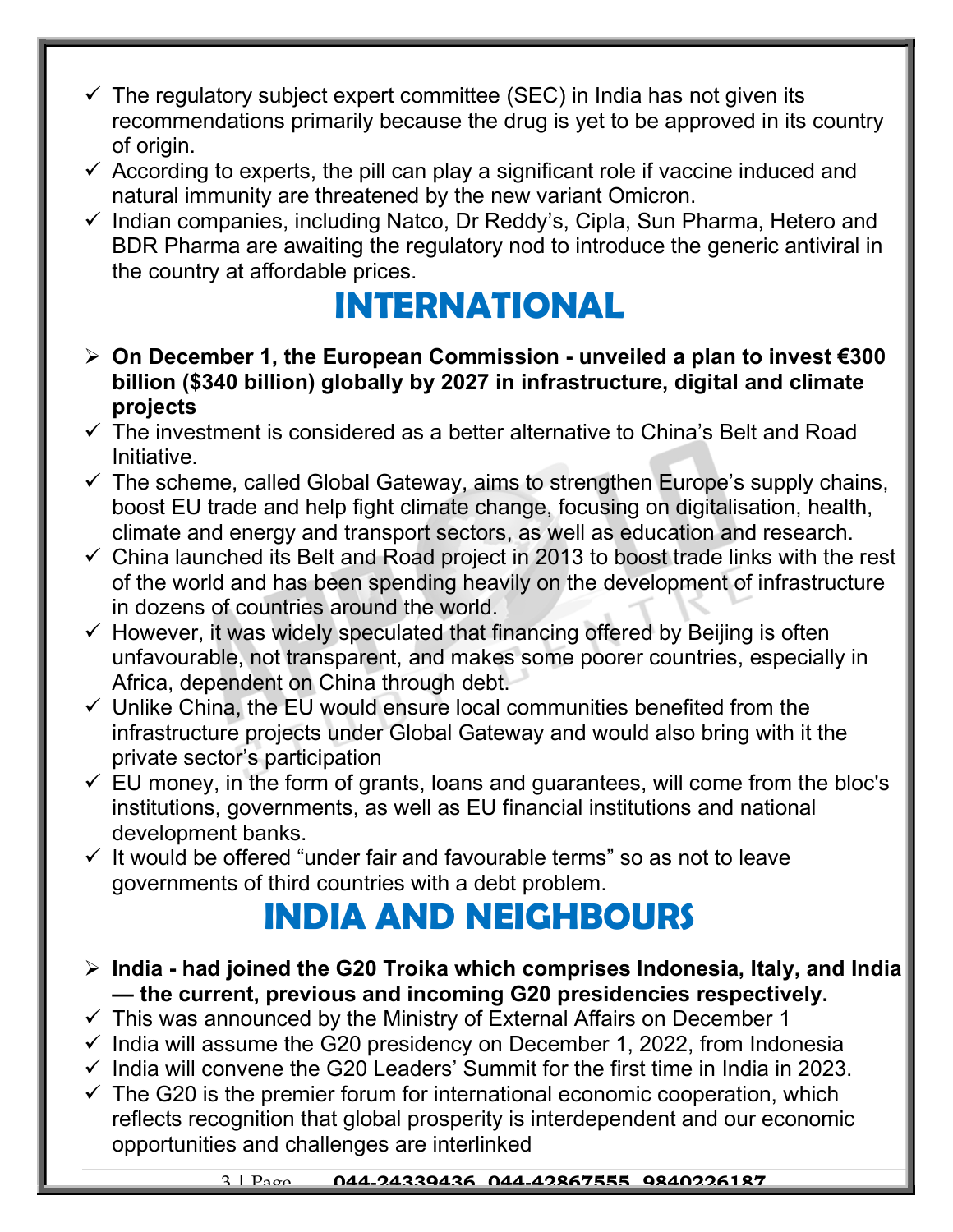- ✓ The regulatory subject expert committee (SEC) in India has not given its recommendations primarily because the drug is yet to be approved in its country of origin.
- ✓ According to experts, the pill can play a significant role if vaccine induced and natural immunity are threatened by the new variant Omicron.
- ✓ Indian companies, including Natco, Dr Reddy's, Cipla, Sun Pharma, Hetero and BDR Pharma are awaiting the regulatory nod to introduce the generic antiviral in the country at affordable prices.

# INTERNATIONAL

- ➢ **On December 1, the European Commission - unveiled a plan to invest €300 billion ($340 billion) globally by 2027 in infrastructure, digital and climate projects**
- ✓ The investment is considered as a better alternative to China's Belt and Road Initiative.
- ✓ The scheme, called Global Gateway, aims to strengthen Europe's supply chains, boost EU trade and help fight climate change, focusing on digitalisation, health, climate and energy and transport sectors, as well as education and research.
- ✓ China launched its Belt and Road project in 2013 to boost trade links with the rest of the world and has been spending heavily on the development of infrastructure in dozens of countries around the world.
- ✓ However, it was widely speculated that financing offered by Beijing is often unfavourable, not transparent, and makes some poorer countries, especially in Africa, dependent on China through debt.
- ✓ Unlike China, the EU would ensure local communities benefited from the infrastructure projects under Global Gateway and would also bring with it the private sector's participation
- ✓ EU money, in the form of grants, loans and guarantees, will come from the bloc's institutions, governments, as well as EU financial institutions and national development banks.
- ✓ It would be offered "under fair and favourable terms" so as not to leave governments of third countries with a debt problem.

# INDIA AND NEIGHBOURS

- ➢ **India - had joined the G20 Troika which comprises Indonesia, Italy, and India — the current, previous and incoming G20 presidencies respectively.**
- ✓ This was announced by the Ministry of External Affairs on December 1
- ✓ India will assume the G20 presidency on December 1, 2022, from Indonesia
- ✓ India will convene the G20 Leaders' Summit for the first time in India in 2023.
- ✓ The G20 is the premier forum for international economic cooperation, which reflects recognition that global prosperity is interdependent and our economic opportunities and challenges are interlinked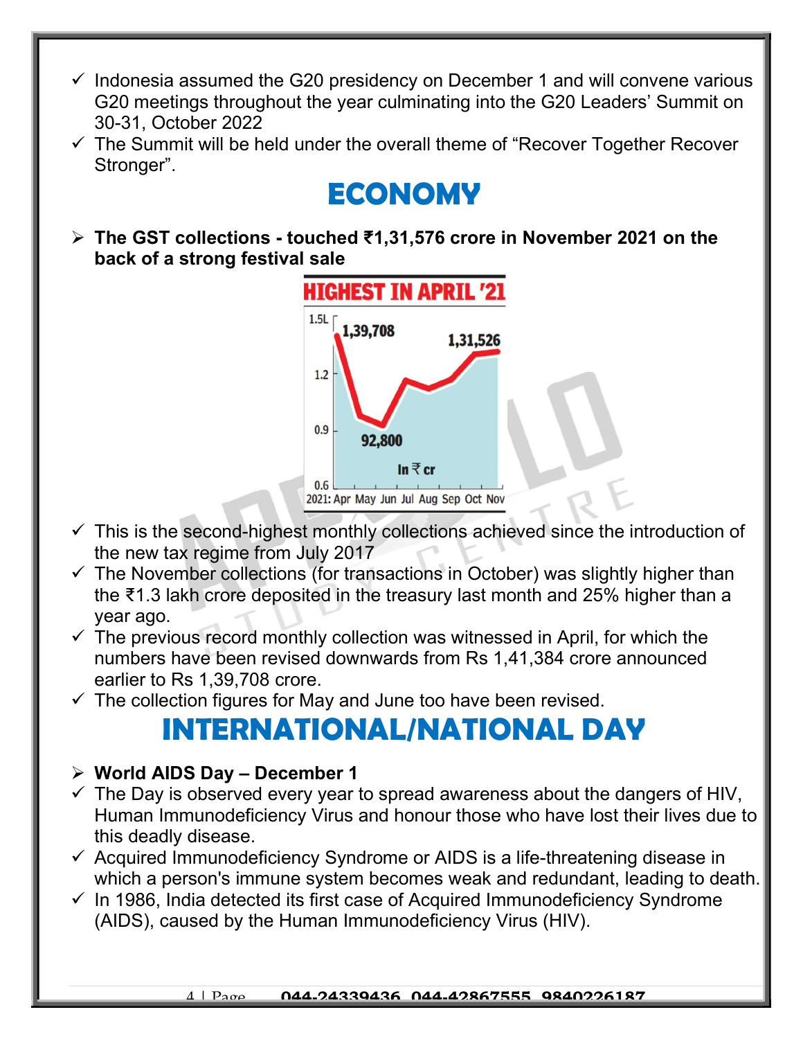- ✓ Indonesia assumed the G20 presidency on December 1 and will convene various G20 meetings throughout the year culminating into the G20 Leaders' Summit on 30-31, October 2022
- ✓ The Summit will be held under the overall theme of "Recover Together Recover Stronger".

# ECONOMY

- **The GST collections - touched ₹1,31,576 crore in November 2021 on the back of a strong festival sale**

HIGHEST IN APRIL '21

- ✓ This is the second-highest monthly collections achieved since the introduction of the new tax regime from July 2017
- ✓ The November collections (for transactions in October) was slightly higher than the ₹1.3 lakh crore deposited in the treasury last month and 25% higher than a year ago.
- ✓ The previous record monthly collection was witnessed in April, for which the numbers have been revised downwards from Rs 1,41,384 crore announced earlier to Rs 1,39,708 crore.
- ✓ The collection figures for May and June too have been revised.

# INTERNATIONAL/NATIONAL DAY

- **World AIDS Day – December 1**
- ✓ The Day is observed every year to spread awareness about the dangers of HIV, Human Immunodeficiency Virus and honour those who have lost their lives due to this deadly disease.
- ✓ Acquired Immunodeficiency Syndrome or AIDS is a life-threatening disease in which a person's immune system becomes weak and redundant, leading to death.
- ✓ In 1986, India detected its first case of Acquired Immunodeficiency Syndrome (AIDS), caused by the Human Immunodeficiency Virus (HIV).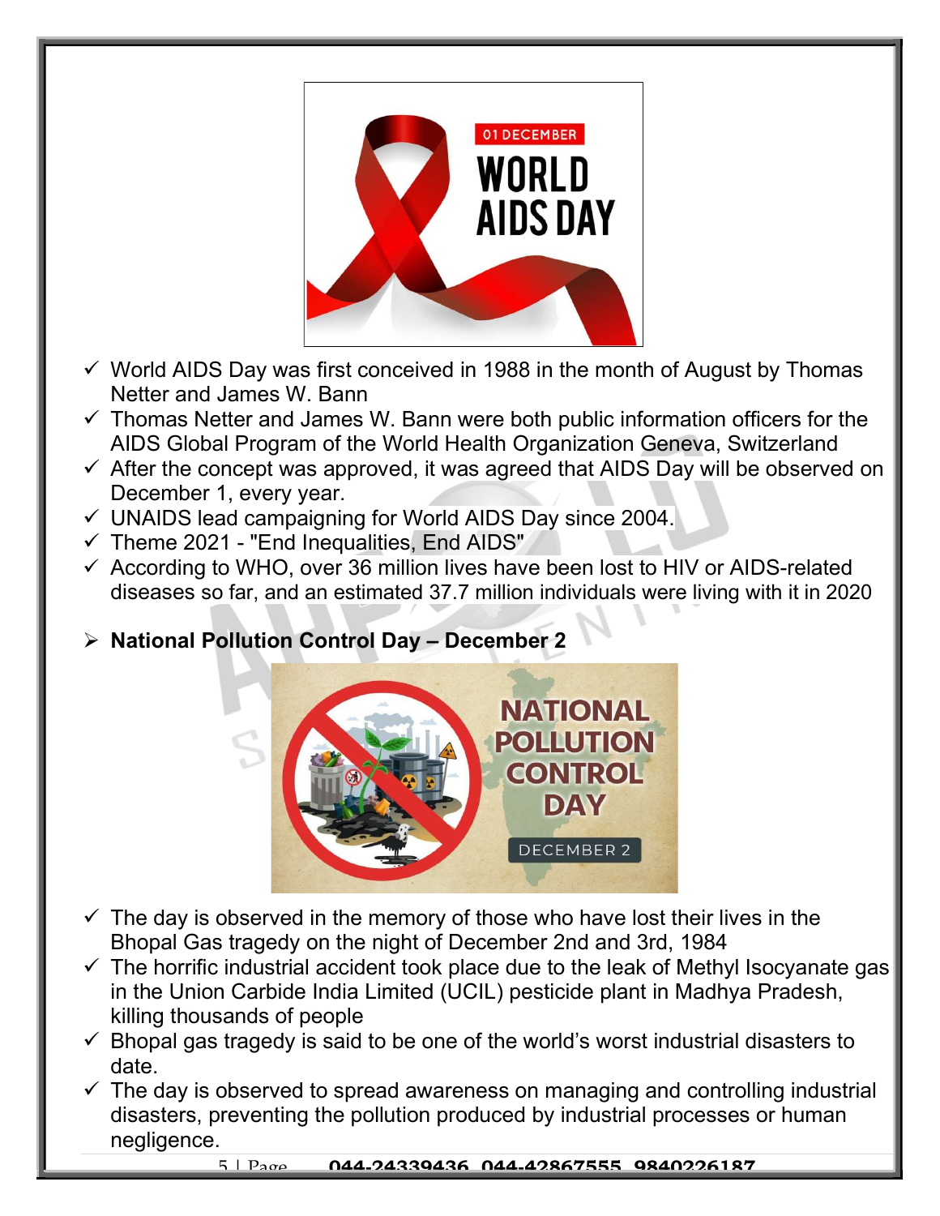- ✓ World AIDS Day was first conceived in 1988 in the month of August by Thomas Netter and James W. Bann
- ✓ Thomas Netter and James W. Bann were both public information officers for the AIDS Global Program of the World Health Organization Geneva, Switzerland
- ✓ After the concept was approved, it was agreed that AIDS Day will be observed on December 1, every year.
- ✓ UNAIDS lead campaigning for World AIDS Day since 2004.
- ✓ Theme 2021 - "End Inequalities, End AIDS"
- ✓ According to WHO, over 36 million lives have been lost to HIV or AIDS-related diseases so far, and an estimated 37.7 million individuals were living with it in 2020

- **National Pollution Control Day – December 2**

- ✓ The day is observed in the memory of those who have lost their lives in the Bhopal Gas tragedy on the night of December 2nd and 3rd, 1984
- ✓ The horrific industrial accident took place due to the leak of Methyl Isocyanate gas in the Union Carbide India Limited (UCIL) pesticide plant in Madhya Pradesh, killing thousands of people
- ✓ Bhopal gas tragedy is said to be one of the world's worst industrial disasters to date.
- ✓ The day is observed to spread awareness on managing and controlling industrial disasters, preventing the pollution produced by industrial processes or human negligence.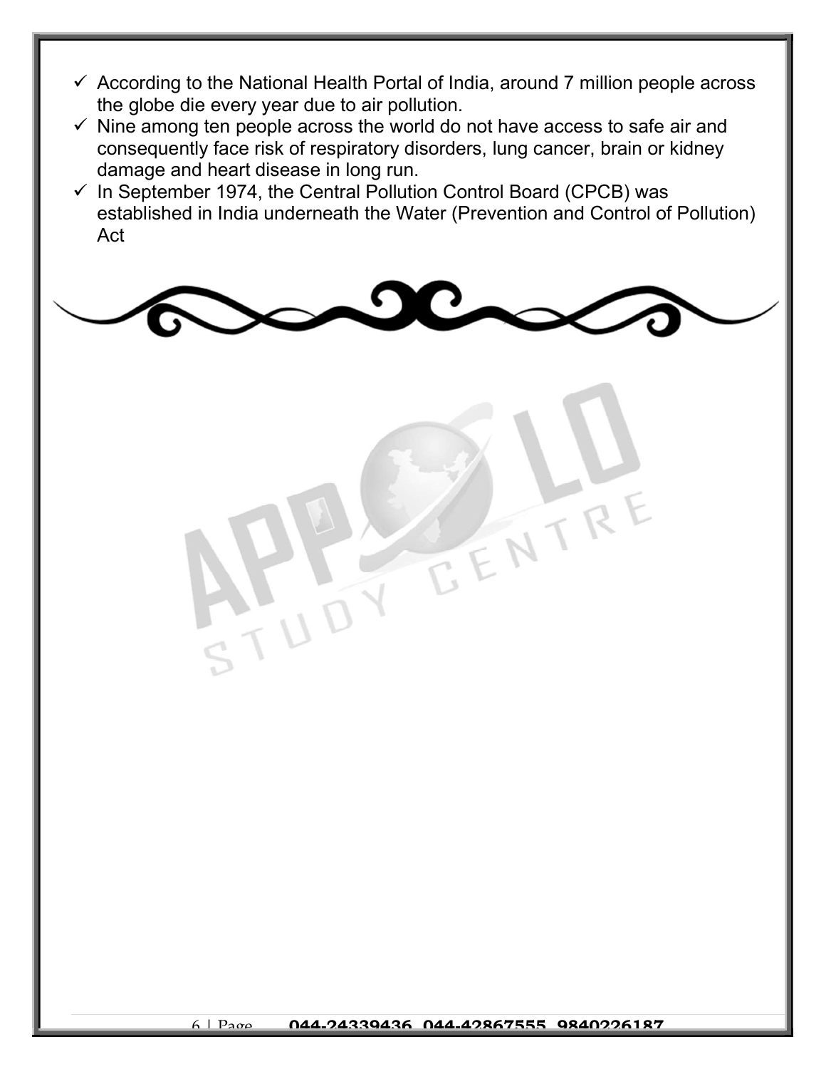- According to the National Health Portal of India, around 7 million people across the globe die every year due to air pollution.
- Nine among ten people across the world do not have access to safe air and consequently face risk of respiratory disorders, lung cancer, brain or kidney damage and heart disease in long run.
- In September 1974, the Central Pollution Control Board (CPCB) was established in India underneath the Water (Prevention and Control of Pollution) Act